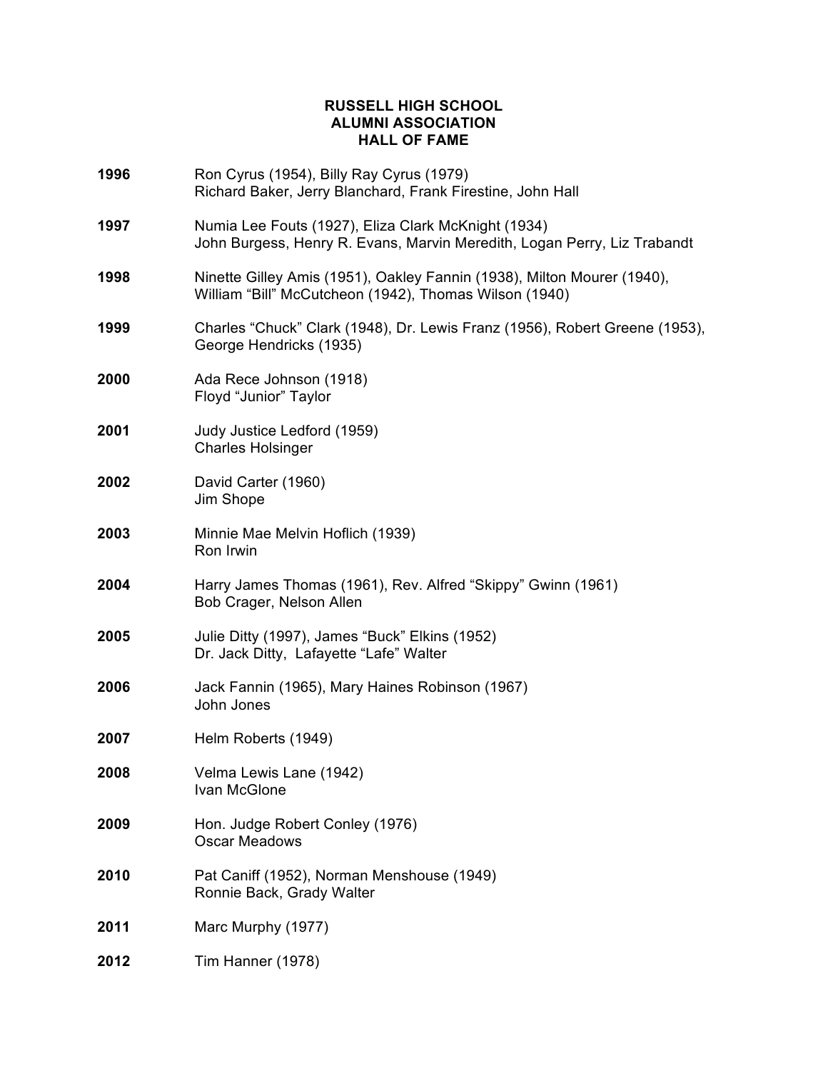# RUSSELL HIGH SCHOOL
# ALUMNI ASSOCIATION
# HALL OF FAME

**1996** Ron Cyrus (1954), Billy Ray Cyrus (1979)
Richard Baker, Jerry Blanchard, Frank Firestine, John Hall

**1997** Numia Lee Fouts (1927), Eliza Clark McKnight (1934)
John Burgess, Henry R. Evans, Marvin Meredith, Logan Perry, Liz Trabandt

**1998** Ninette Gilley Amis (1951), Oakley Fannin (1938), Milton Mourer (1940),
William "Bill" McCutcheon (1942), Thomas Wilson (1940)

**1999** Charles "Chuck" Clark (1948), Dr. Lewis Franz (1956), Robert Greene (1953),
George Hendricks (1935)

**2000** Ada Rece Johnson (1918)
Floyd "Junior" Taylor

**2001** Judy Justice Ledford (1959)
Charles Holsinger

**2002** David Carter (1960)
Jim Shope

**2003** Minnie Mae Melvin Hoflich (1939)
Ron Irwin

**2004** Harry James Thomas (1961), Rev. Alfred "Skippy" Gwinn (1961)
Bob Crager, Nelson Allen

**2005** Julie Ditty (1997), James "Buck" Elkins (1952)
Dr. Jack Ditty, Lafayette "Lafe" Walter

**2006** Jack Fannin (1965), Mary Haines Robinson (1967)
John Jones

**2007** Helm Roberts (1949)

**2008** Velma Lewis Lane (1942)
Ivan McGlone

**2009** Hon. Judge Robert Conley (1976)
Oscar Meadows

**2010** Pat Caniff (1952), Norman Menshouse (1949)
Ronnie Back, Grady Walter

**2011** Marc Murphy (1977)

**2012** Tim Hanner (1978)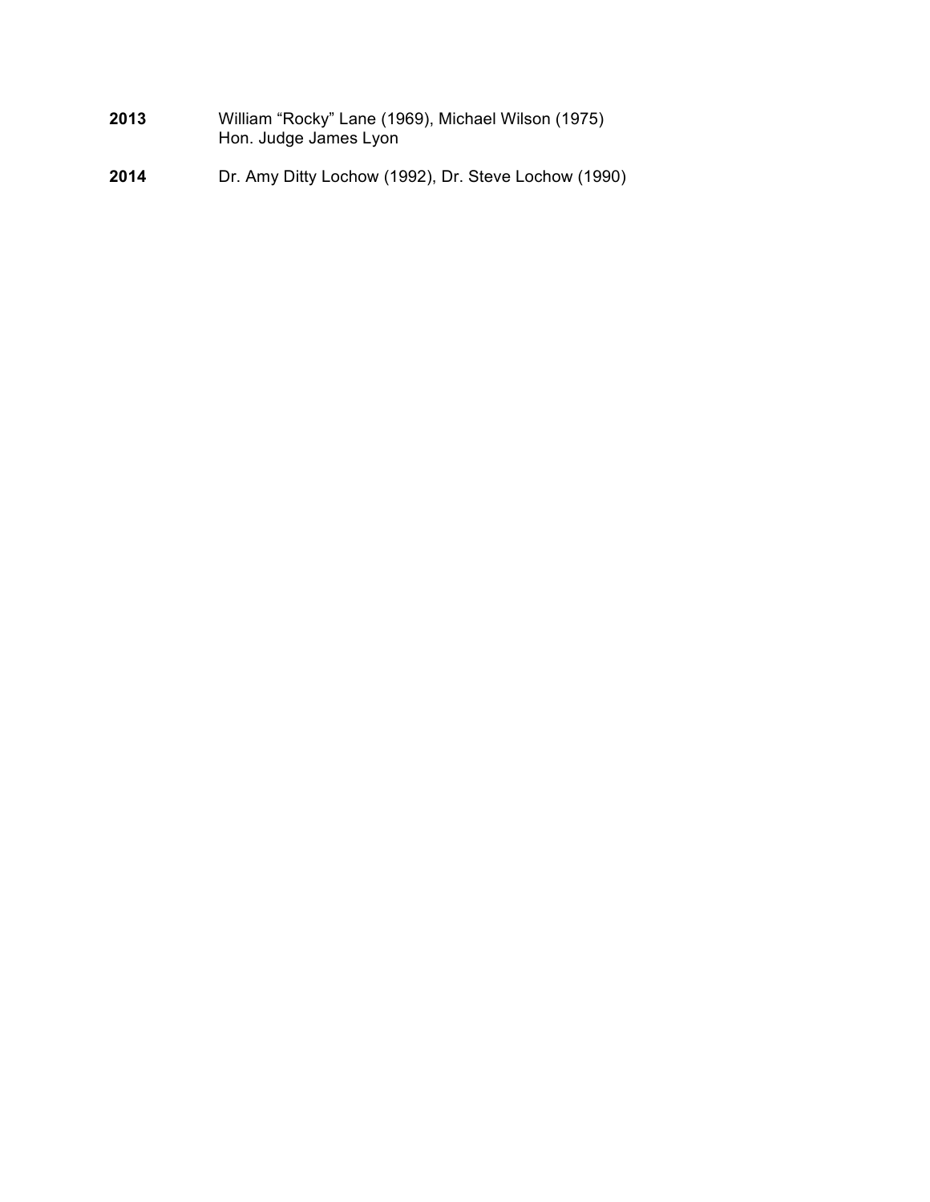**2013** William “Rocky” Lane (1969), Michael Wilson (1975)
Hon. Judge James Lyon

**2014** Dr. Amy Ditty Lochow (1992), Dr. Steve Lochow (1990)